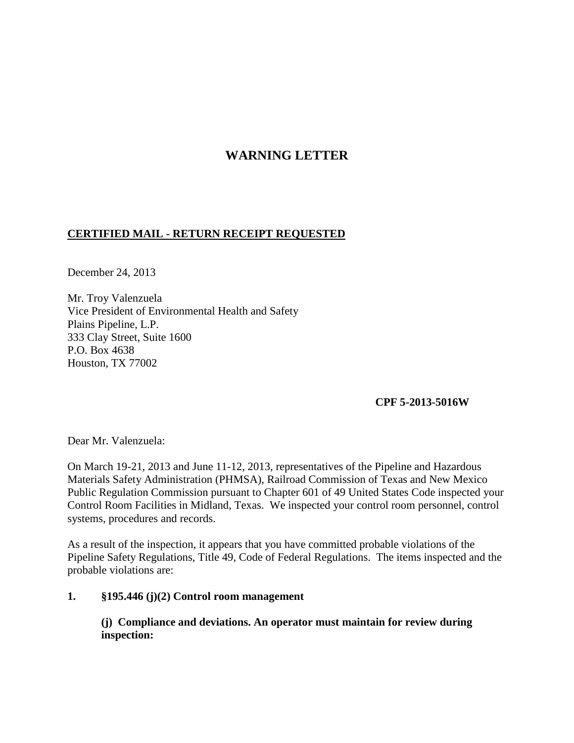# WARNING LETTER

**CERTIFIED MAIL - RETURN RECEIPT REQUESTED**

December 24, 2013

Mr. Troy Valenzuela
Vice President of Environmental Health and Safety
Plains Pipeline, L.P.
333 Clay Street, Suite 1600
P.O. Box 4638
Houston, TX 77002

**CPF 5-2013-5016W**

Dear Mr. Valenzuela:

On March 19-21, 2013 and June 11-12, 2013, representatives of the Pipeline and Hazardous Materials Safety Administration (PHMSA), Railroad Commission of Texas and New Mexico Public Regulation Commission pursuant to Chapter 601 of 49 United States Code inspected your Control Room Facilities in Midland, Texas. We inspected your control room personnel, control systems, procedures and records.

As a result of the inspection, it appears that you have committed probable violations of the Pipeline Safety Regulations, Title 49, Code of Federal Regulations. The items inspected and the probable violations are:

**1. §195.446 (j)(2) Control room management**

**(j) Compliance and deviations. An operator must maintain for review during inspection:**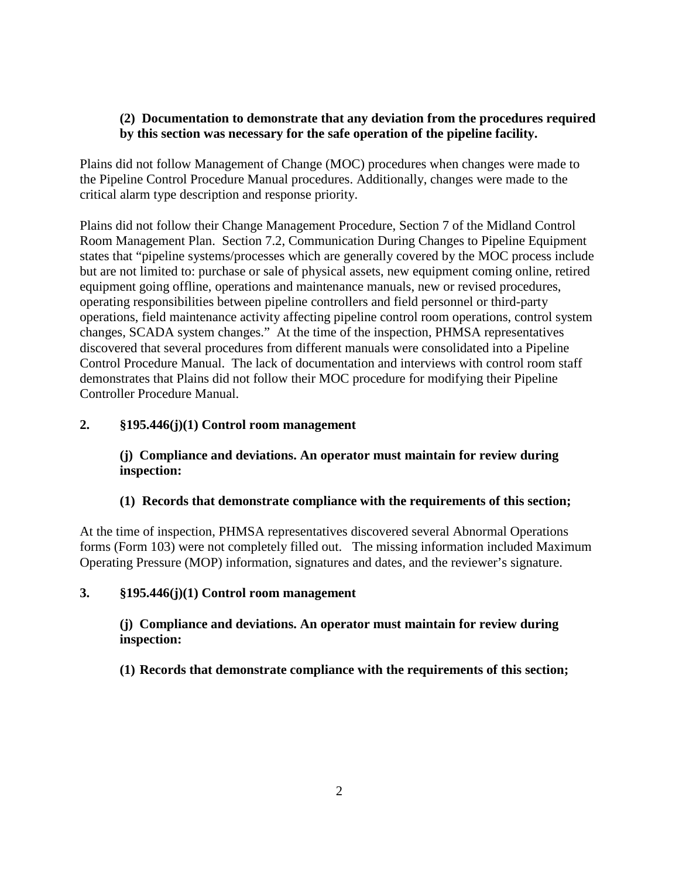**(2) Documentation to demonstrate that any deviation from the procedures required by this section was necessary for the safe operation of the pipeline facility.**

Plains did not follow Management of Change (MOC) procedures when changes were made to the Pipeline Control Procedure Manual procedures. Additionally, changes were made to the critical alarm type description and response priority.

Plains did not follow their Change Management Procedure, Section 7 of the Midland Control Room Management Plan. Section 7.2, Communication During Changes to Pipeline Equipment states that "pipeline systems/processes which are generally covered by the MOC process include but are not limited to: purchase or sale of physical assets, new equipment coming online, retired equipment going offline, operations and maintenance manuals, new or revised procedures, operating responsibilities between pipeline controllers and field personnel or third-party operations, field maintenance activity affecting pipeline control room operations, control system changes, SCADA system changes." At the time of the inspection, PHMSA representatives discovered that several procedures from different manuals were consolidated into a Pipeline Control Procedure Manual. The lack of documentation and interviews with control room staff demonstrates that Plains did not follow their MOC procedure for modifying their Pipeline Controller Procedure Manual.

**2. §195.446(j)(1) Control room management**

**(j) Compliance and deviations. An operator must maintain for review during inspection:**

**(1) Records that demonstrate compliance with the requirements of this section;**

At the time of inspection, PHMSA representatives discovered several Abnormal Operations forms (Form 103) were not completely filled out. The missing information included Maximum Operating Pressure (MOP) information, signatures and dates, and the reviewer's signature.

**3. §195.446(j)(1) Control room management**

**(j) Compliance and deviations. An operator must maintain for review during inspection:**

**(1) Records that demonstrate compliance with the requirements of this section;**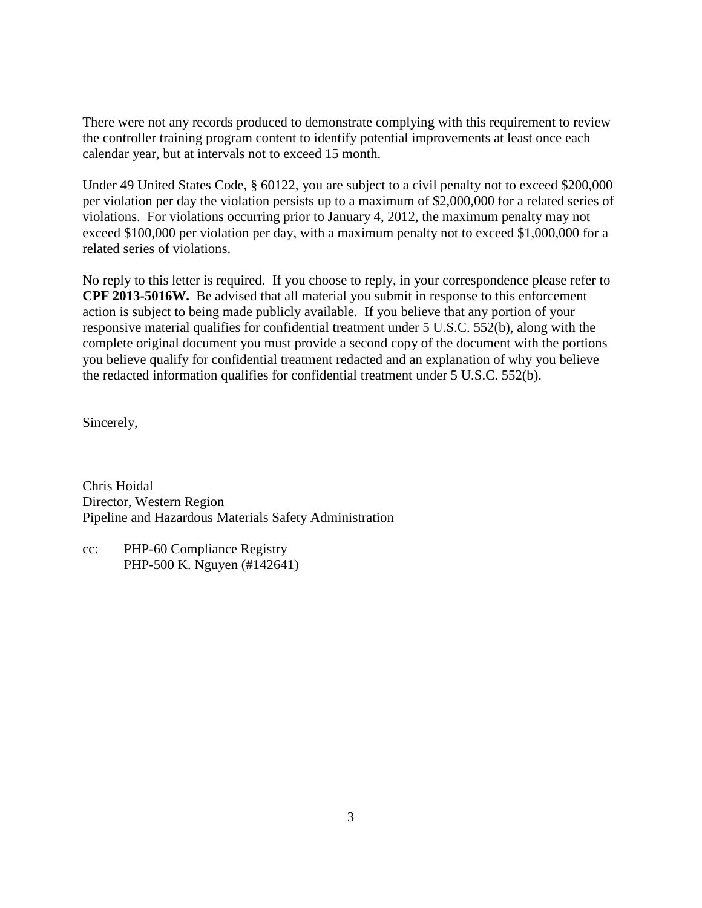There were not any records produced to demonstrate complying with this requirement to review the controller training program content to identify potential improvements at least once each calendar year, but at intervals not to exceed 15 month.

Under 49 United States Code, § 60122, you are subject to a civil penalty not to exceed $200,000 per violation per day the violation persists up to a maximum of $2,000,000 for a related series of violations. For violations occurring prior to January 4, 2012, the maximum penalty may not exceed $100,000 per violation per day, with a maximum penalty not to exceed $1,000,000 for a related series of violations.

No reply to this letter is required. If you choose to reply, in your correspondence please refer to **CPF 2013-5016W.** Be advised that all material you submit in response to this enforcement action is subject to being made publicly available. If you believe that any portion of your responsive material qualifies for confidential treatment under 5 U.S.C. 552(b), along with the complete original document you must provide a second copy of the document with the portions you believe qualify for confidential treatment redacted and an explanation of why you believe the redacted information qualifies for confidential treatment under 5 U.S.C. 552(b).

Sincerely,

Chris Hoidal
Director, Western Region
Pipeline and Hazardous Materials Safety Administration

cc: PHP-60 Compliance Registry
PHP-500 K. Nguyen (#142641)